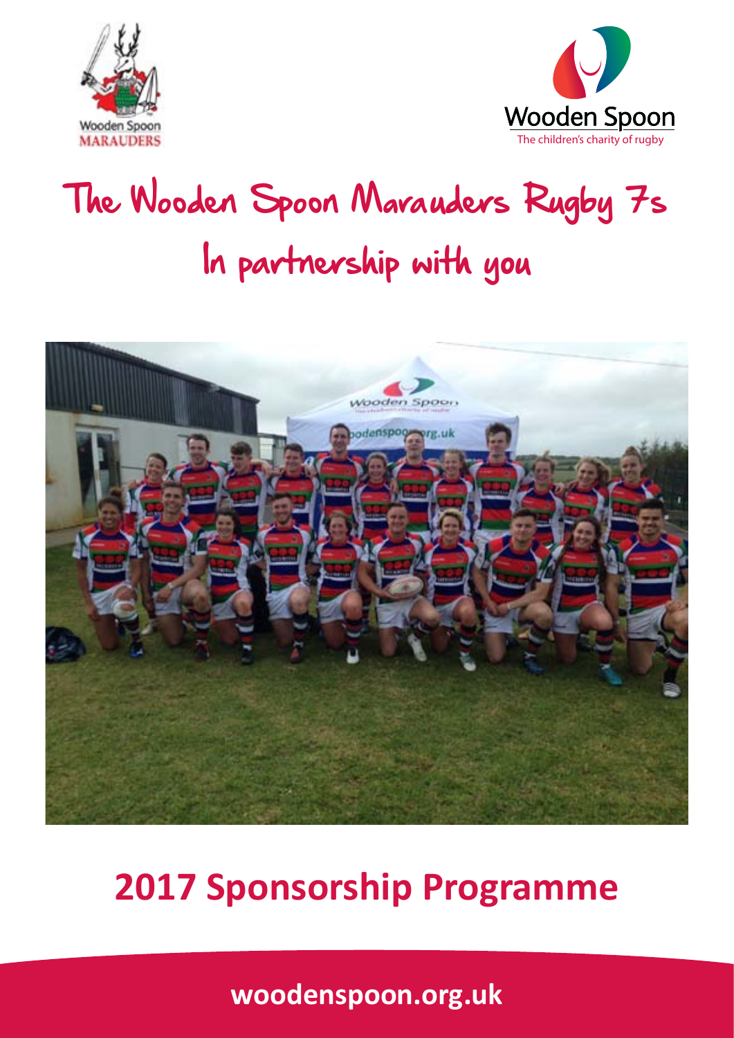Wooden Spoon MARAUDERS

Wooden Spoon
The children's charity of rugby

# The Wooden Spoon Marauders Rugby 7s
# In partnership with you

## 2017 Sponsorship Programme

**woodenspoon.org.uk**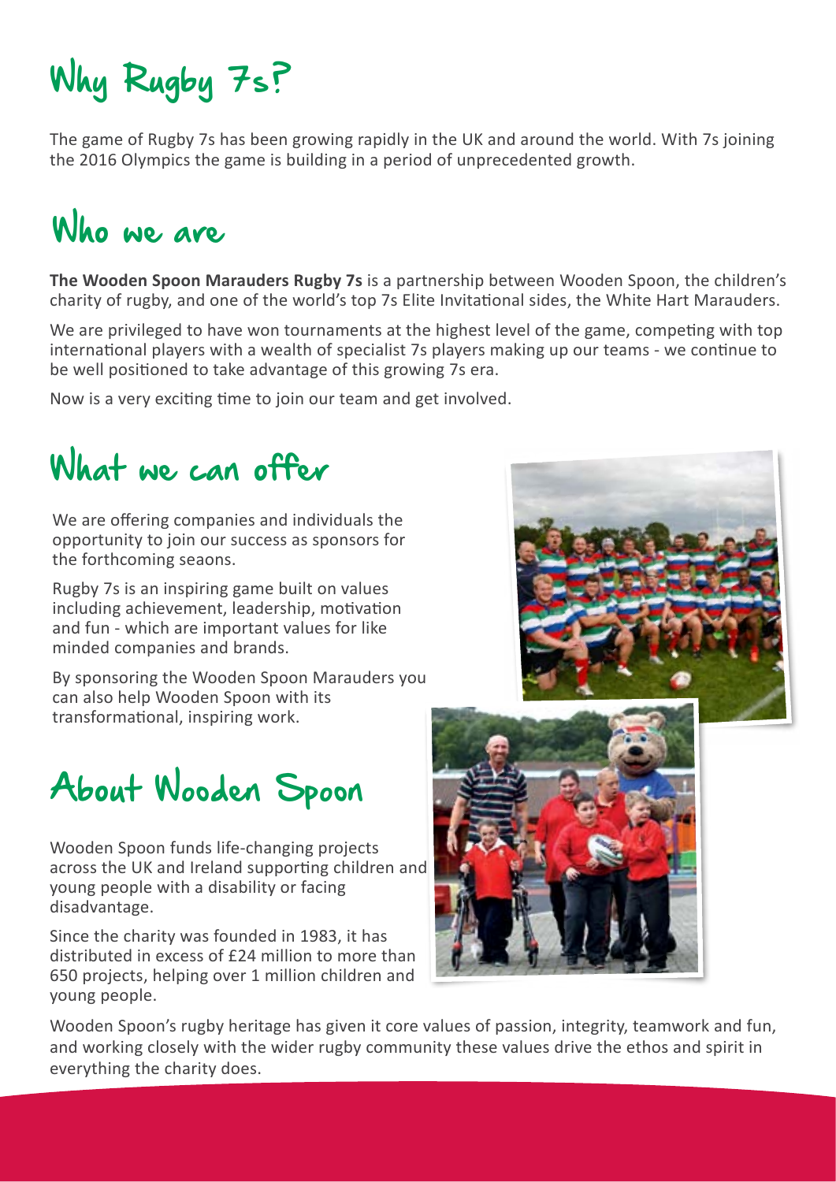# Why Rugby 7s?

The game of Rugby 7s has been growing rapidly in the UK and around the world. With 7s joining the 2016 Olympics the game is building in a period of unprecedented growth.

# Who we are

**The Wooden Spoon Marauders Rugby 7s** is a partnership between Wooden Spoon, the children's charity of rugby, and one of the world's top 7s Elite Invitational sides, the White Hart Marauders.

We are privileged to have won tournaments at the highest level of the game, competing with top international players with a wealth of specialist 7s players making up our teams - we continue to be well positioned to take advantage of this growing 7s era.

Now is a very exciting time to join our team and get involved.

# What we can offer

We are offering companies and individuals the opportunity to join our success as sponsors for the forthcoming seaons.

Rugby 7s is an inspiring game built on values including achievement, leadership, motivation and fun - which are important values for like minded companies and brands.

By sponsoring the Wooden Spoon Marauders you can also help Wooden Spoon with its transformational, inspiring work.

# About Wooden Spoon

Wooden Spoon funds life-changing projects across the UK and Ireland supporting children and young people with a disability or facing disadvantage.

Since the charity was founded in 1983, it has distributed in excess of £24 million to more than 650 projects, helping over 1 million children and young people.

Wooden Spoon's rugby heritage has given it core values of passion, integrity, teamwork and fun, and working closely with the wider rugby community these values drive the ethos and spirit in everything the charity does.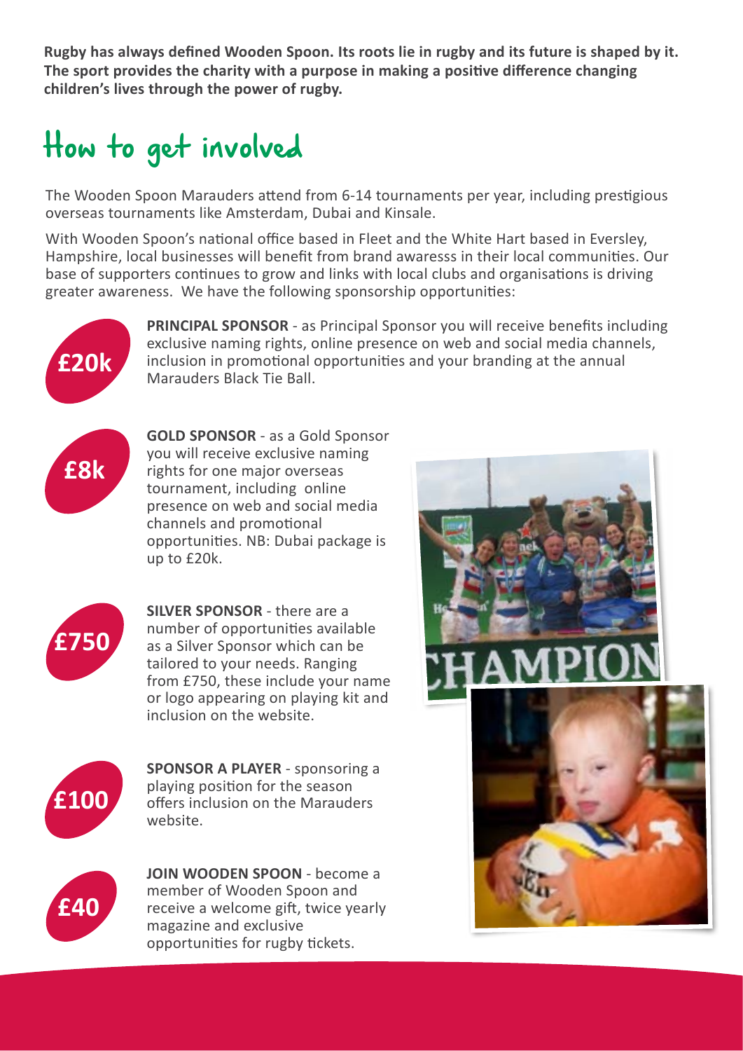**Rugby has always defined Wooden Spoon. Its roots lie in rugby and its future is shaped by it. The sport provides the charity with a purpose in making a positive difference changing children's lives through the power of rugby.**

# How to get involved

The Wooden Spoon Marauders attend from 6-14 tournaments per year, including prestigious overseas tournaments like Amsterdam, Dubai and Kinsale.

With Wooden Spoon's national office based in Fleet and the White Hart based in Eversley, Hampshire, local businesses will benefit from brand awaresss in their local communities. Our base of supporters continues to grow and links with local clubs and organisations is driving greater awareness. We have the following sponsorship opportunities:

**£20k**

**PRINCIPAL SPONSOR** - as Principal Sponsor you will receive benefits including exclusive naming rights, online presence on web and social media channels, inclusion in promotional opportunities and your branding at the annual Marauders Black Tie Ball.

**£8k**

**GOLD SPONSOR** - as a Gold Sponsor you will receive exclusive naming rights for one major overseas tournament, including online presence on web and social media channels and promotional opportunities. NB: Dubai package is up to £20k.

**£750**

**SILVER SPONSOR** - there are a number of opportunities available as a Silver Sponsor which can be tailored to your needs. Ranging from £750, these include your name or logo appearing on playing kit and inclusion on the website.

**£100**

**SPONSOR A PLAYER** - sponsoring a playing position for the season offers inclusion on the Marauders website.

**£40**

**JOIN WOODEN SPOON** - become a member of Wooden Spoon and receive a welcome gift, twice yearly magazine and exclusive opportunities for rugby tickets.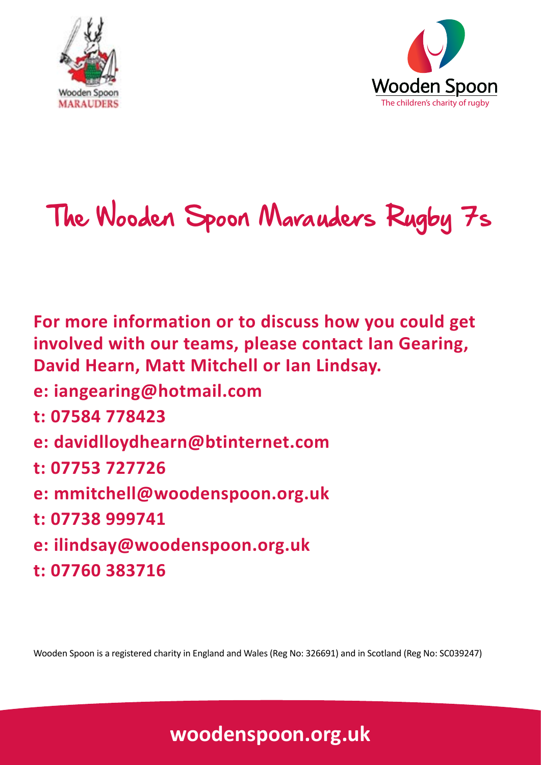Wooden Spoon MARAUDERS

Wooden Spoon
The children's charity of rugby

# The Wooden Spoon Marauders Rugby 7s

**For more information or to discuss how you could get involved with our teams, please contact Ian Gearing, David Hearn, Matt Mitchell or Ian Lindsay.**

**e: iangearing@hotmail.com**

**t: 07584 778423**

**e: davidlloydhearn@btinternet.com**

**t: 07753 727726**

**e: mmitchell@woodenspoon.org.uk**

**t: 07738 999741**

**e: ilindsay@woodenspoon.org.uk**

**t: 07760 383716**

Wooden Spoon is a registered charity in England and Wales (Reg No: 326691) and in Scotland (Reg No: SC039247)

**woodenspoon.org.uk**